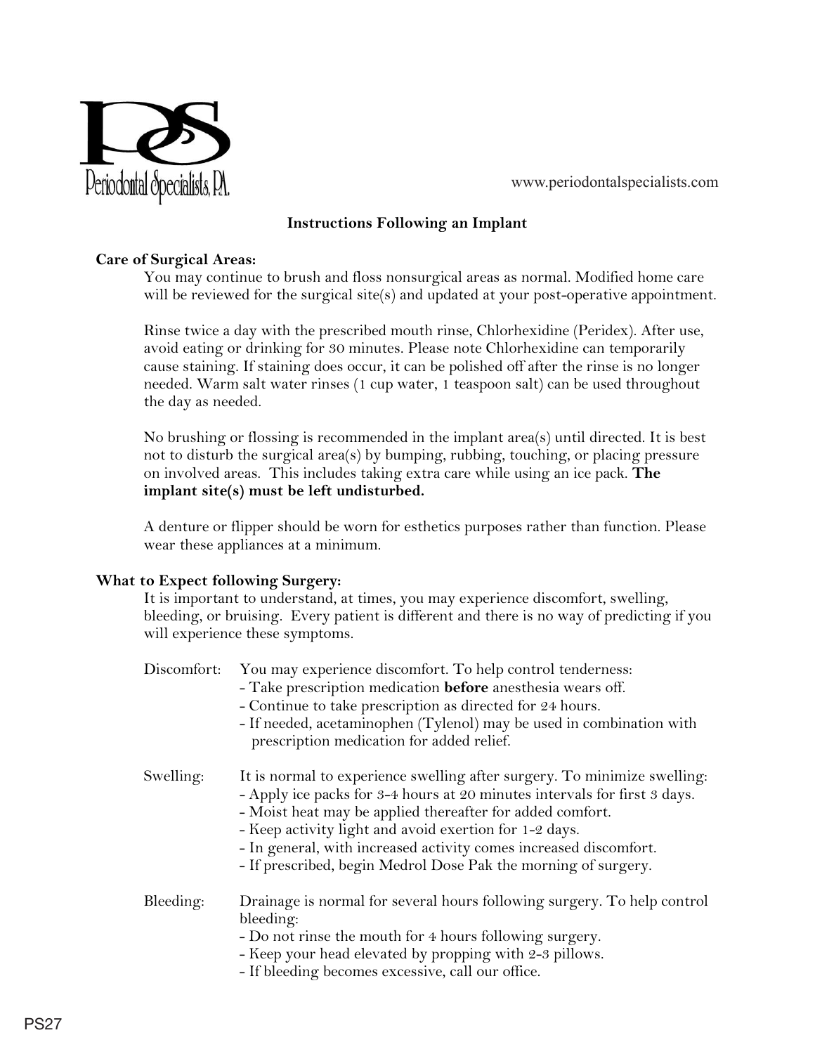Periodontal Specialists, P.A.

www.periodontalspecialists.com

## Instructions Following an Implant

### Care of Surgical Areas:

You may continue to brush and floss nonsurgical areas as normal. Modified home care will be reviewed for the surgical site(s) and updated at your post-operative appointment.

Rinse twice a day with the prescribed mouth rinse, Chlorhexidine (Peridex). After use, avoid eating or drinking for 30 minutes. Please note Chlorhexidine can temporarily cause staining. If staining does occur, it can be polished off after the rinse is no longer needed. Warm salt water rinses (1 cup water, 1 teaspoon salt) can be used throughout the day as needed.

No brushing or flossing is recommended in the implant area(s) until directed. It is best not to disturb the surgical area(s) by bumping, rubbing, touching, or placing pressure on involved areas. This includes taking extra care while using an ice pack. **The implant site(s) must be left undisturbed.**

A denture or flipper should be worn for esthetics purposes rather than function. Please wear these appliances at a minimum.

### What to Expect following Surgery:

It is important to understand, at times, you may experience discomfort, swelling, bleeding, or bruising. Every patient is different and there is no way of predicting if you will experience these symptoms.

Discomfort: You may experience discomfort. To help control tenderness:
- Take prescription medication **before** anesthesia wears off.
- Continue to take prescription as directed for 24 hours.
- If needed, acetaminophen (Tylenol) may be used in combination with prescription medication for added relief.

Swelling: It is normal to experience swelling after surgery. To minimize swelling:
- Apply ice packs for 3-4 hours at 20 minutes intervals for first 3 days.
- Moist heat may be applied thereafter for added comfort.
- Keep activity light and avoid exertion for 1-2 days.
- In general, with increased activity comes increased discomfort.
- If prescribed, begin Medrol Dose Pak the morning of surgery.

Bleeding: Drainage is normal for several hours following surgery. To help control bleeding:
- Do not rinse the mouth for 4 hours following surgery.
- Keep your head elevated by propping with 2-3 pillows.
- If bleeding becomes excessive, call our office.

PS27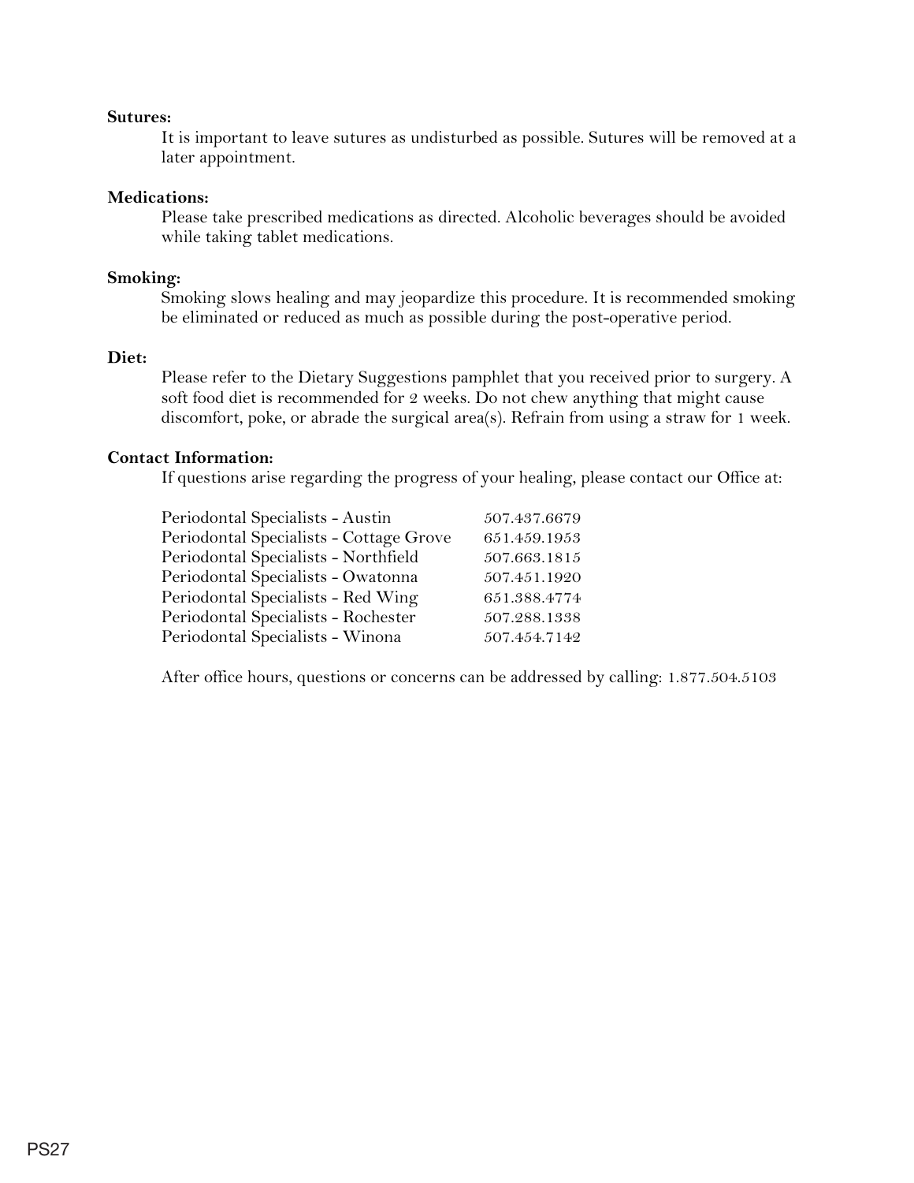**Sutures:**

It is important to leave sutures as undisturbed as possible. Sutures will be removed at a later appointment.

**Medications:**

Please take prescribed medications as directed. Alcoholic beverages should be avoided while taking tablet medications.

**Smoking:**

Smoking slows healing and may jeopardize this procedure. It is recommended smoking be eliminated or reduced as much as possible during the post-operative period.

**Diet:**

Please refer to the Dietary Suggestions pamphlet that you received prior to surgery. A soft food diet is recommended for 2 weeks. Do not chew anything that might cause discomfort, poke, or abrade the surgical area(s). Refrain from using a straw for 1 week.

**Contact Information:**

If questions arise regarding the progress of your healing, please contact our Office at:

| | |
|---|---|
| Periodontal Specialists - Austin | 507.437.6679 |
| Periodontal Specialists - Cottage Grove | 651.459.1953 |
| Periodontal Specialists - Northfield | 507.663.1815 |
| Periodontal Specialists - Owatonna | 507.451.1920 |
| Periodontal Specialists - Red Wing | 651.388.4774 |
| Periodontal Specialists - Rochester | 507.288.1338 |
| Periodontal Specialists - Winona | 507.454.7142 |

After office hours, questions or concerns can be addressed by calling: 1.877.504.5103

PS27